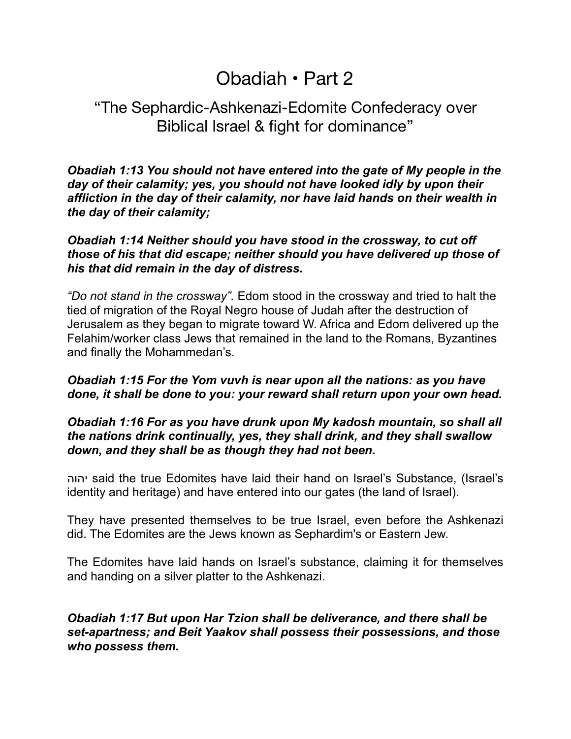# Obadiah • Part 2

## "The Sephardic-Ashkenazi-Edomite Confederacy over Biblical Israel & fight for dominance"

***Obadiah 1:13 You should not have entered into the gate of My people in the day of their calamity; yes, you should not have looked idly by upon their affliction in the day of their calamity, nor have laid hands on their wealth in the day of their calamity;***

***Obadiah 1:14 Neither should you have stood in the crossway, to cut off those of his that did escape; neither should you have delivered up those of his that did remain in the day of distress.***

*"Do not stand in the crossway".* Edom stood in the crossway and tried to halt the tied of migration of the Royal Negro house of Judah after the destruction of Jerusalem as they began to migrate toward W. Africa and Edom delivered up the Felahim/worker class Jews that remained in the land to the Romans, Byzantines and finally the Mohammedan's.

***Obadiah 1:15 For the Yom vuvh is near upon all the nations: as you have done, it shall be done to you: your reward shall return upon your own head.***

***Obadiah 1:16 For as you have drunk upon My kadosh mountain, so shall all the nations drink continually, yes, they shall drink, and they shall swallow down, and they shall be as though they had not been.***

יהוה said the true Edomites have laid their hand on Israel's Substance, (Israel's identity and heritage) and have entered into our gates (the land of Israel).

They have presented themselves to be true Israel, even before the Ashkenazi did. The Edomites are the Jews known as Sephardim's or Eastern Jew.

The Edomites have laid hands on Israel's substance, claiming it for themselves and handing on a silver platter to the Ashkenazi.

***Obadiah 1:17 But upon Har Tzion shall be deliverance, and there shall be set-apartness; and Beit Yaakov shall possess their possessions, and those who possess them.***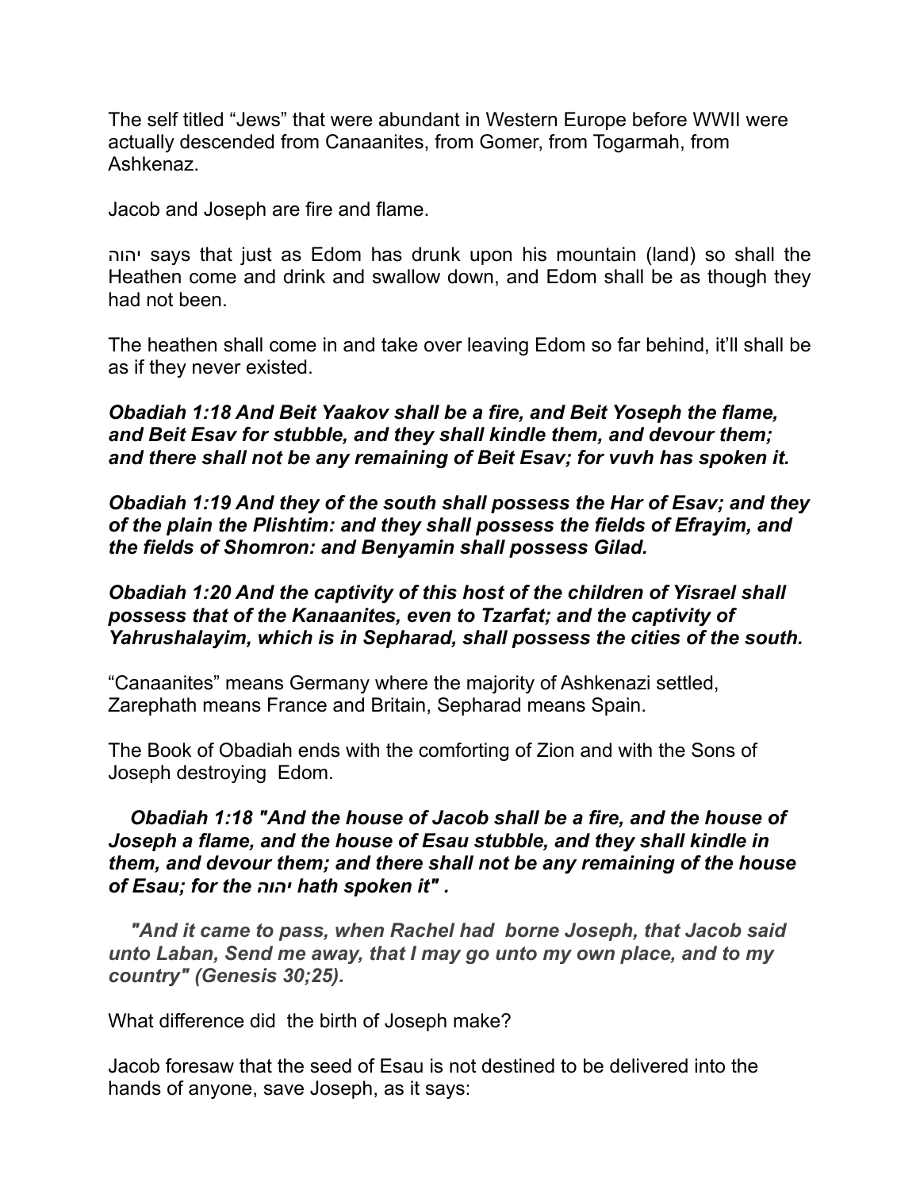The self titled “Jews” that were abundant in Western Europe before WWII were actually descended from Canaanites, from Gomer, from Togarmah, from Ashkenaz.

Jacob and Joseph are fire and flame.

יהוה says that just as Edom has drunk upon his mountain (land) so shall the Heathen come and drink and swallow down, and Edom shall be as though they had not been.

The heathen shall come in and take over leaving Edom so far behind, it’ll shall be as if they never existed.

***Obadiah 1:18 And Beit Yaakov shall be a fire, and Beit Yoseph the flame, and Beit Esav for stubble, and they shall kindle them, and devour them; and there shall not be any remaining of Beit Esav; for vuvh has spoken it.***

***Obadiah 1:19 And they of the south shall possess the Har of Esav; and they of the plain the Plishtim: and they shall possess the fields of Efrayim, and the fields of Shomron: and Benyamin shall possess Gilad.***

***Obadiah 1:20 And the captivity of this host of the children of Yisrael shall possess that of the Kanaanites, even to Tzarfat; and the captivity of Yahrushalayim, which is in Sepharad, shall possess the cities of the south.***

“Canaanites” means Germany where the majority of Ashkenazi settled, Zarephath means France and Britain, Sepharad means Spain.

The Book of Obadiah ends with the comforting of Zion and with the Sons of Joseph destroying Edom.

***Obadiah 1:18 "And the house of Jacob shall be a fire, and the house of Joseph a flame, and the house of Esau stubble, and they shall kindle in them, and devour them; and there shall not be any remaining of the house of Esau; for the יהוה hath spoken it" .***

***"And it came to pass, when Rachel had borne Joseph, that Jacob said unto Laban, Send me away, that I may go unto my own place, and to my country" (Genesis 30;25).***

What difference did the birth of Joseph make?

Jacob foresaw that the seed of Esau is not destined to be delivered into the hands of anyone, save Joseph, as it says: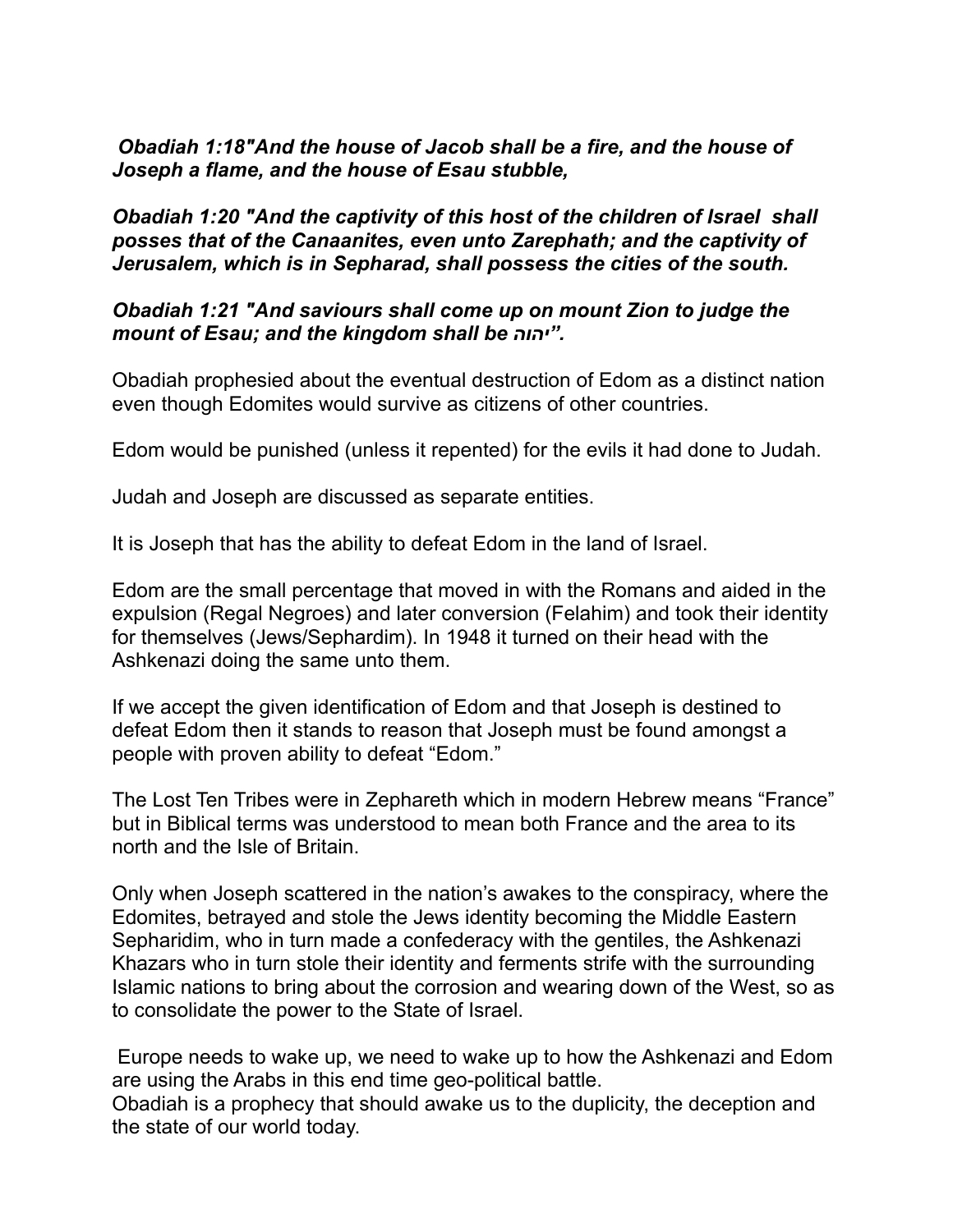*Obadiah 1:18"And the house of Jacob shall be a fire, and the house of Joseph a flame, and the house of Esau stubble,*

*Obadiah 1:20 "And the captivity of this host of the children of Israel shall posses that of the Canaanites, even unto Zarephath; and the captivity of Jerusalem, which is in Sepharad, shall possess the cities of the south.*

*Obadiah 1:21 "And saviours shall come up on mount Zion to judge the mount of Esau; and the kingdom shall be יהוה".*

Obadiah prophesied about the eventual destruction of Edom as a distinct nation even though Edomites would survive as citizens of other countries.

Edom would be punished (unless it repented) for the evils it had done to Judah.

Judah and Joseph are discussed as separate entities.

It is Joseph that has the ability to defeat Edom in the land of Israel.

Edom are the small percentage that moved in with the Romans and aided in the expulsion (Regal Negroes) and later conversion (Felahim) and took their identity for themselves (Jews/Sephardim). In 1948 it turned on their head with the Ashkenazi doing the same unto them.

If we accept the given identification of Edom and that Joseph is destined to defeat Edom then it stands to reason that Joseph must be found amongst a people with proven ability to defeat "Edom."

The Lost Ten Tribes were in Zephareth which in modern Hebrew means "France" but in Biblical terms was understood to mean both France and the area to its north and the Isle of Britain.

Only when Joseph scattered in the nation's awakes to the conspiracy, where the Edomites, betrayed and stole the Jews identity becoming the Middle Eastern Sepharidim, who in turn made a confederacy with the gentiles, the Ashkenazi Khazars who in turn stole their identity and ferments strife with the surrounding Islamic nations to bring about the corrosion and wearing down of the West, so as to consolidate the power to the State of Israel.

Europe needs to wake up, we need to wake up to how the Ashkenazi and Edom are using the Arabs in this end time geo-political battle.
Obadiah is a prophecy that should awake us to the duplicity, the deception and the state of our world today.